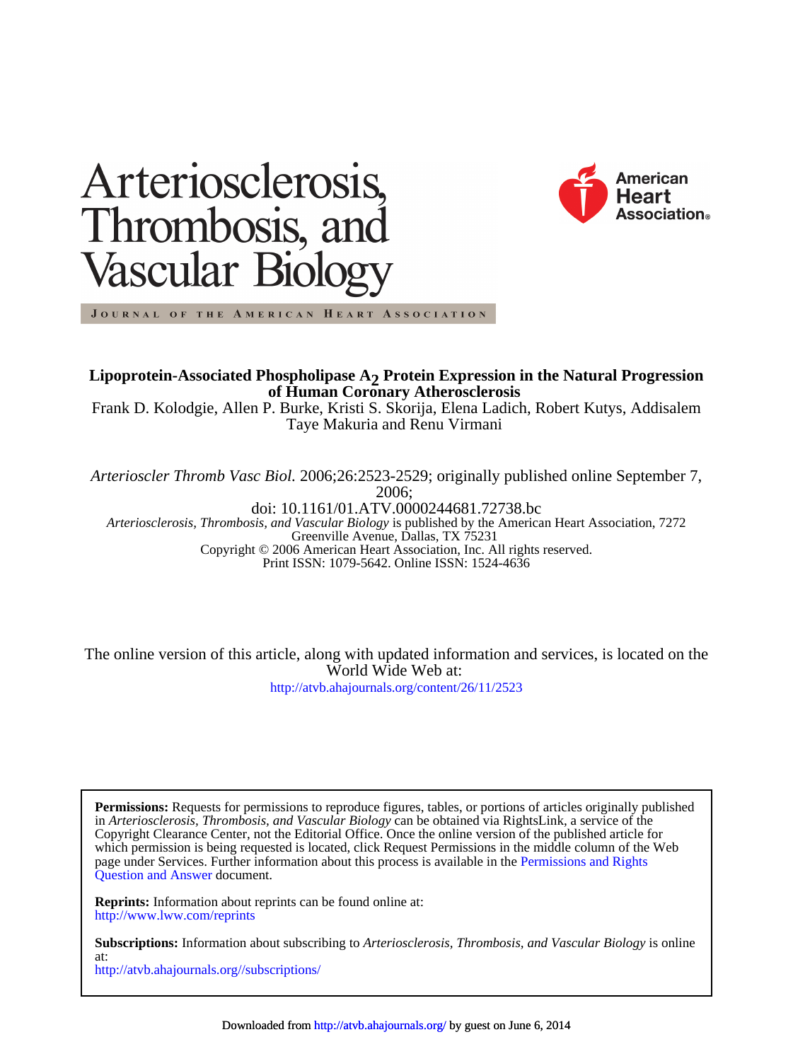# Arteriosclerosis, Thrombosis, and Vascular Biology

JOURNAL OF THE AMERICAN HEART ASSOCIATION

American Heart Association

## Lipoprotein-Associated Phospholipase $A_2$ Protein Expression in the Natural Progression of Human Coronary Atherosclerosis

Frank D. Kolodgie, Allen P. Burke, Kristi S. Skorija, Elena Ladich, Robert Kutys, Addisalem Taye Makuria and Renu Virmani

*Arterioscler Thromb Vasc Biol.* 2006;26:2523-2529; originally published online September 7, 2006;

doi: 10.1161/01.ATV.0000244681.72738.bc

*Arteriosclerosis, Thrombosis, and Vascular Biology* is published by the American Heart Association, 7272 Greenville Avenue, Dallas, TX 75231

Copyright © 2006 American Heart Association, Inc. All rights reserved.

Print ISSN: 1079-5642. Online ISSN: 1524-4636

The online version of this article, along with updated information and services, is located on the World Wide Web at:

http://atvb.ahajournals.org/content/26/11/2523

**Permissions:** Requests for permissions to reproduce figures, tables, or portions of articles originally published in *Arteriosclerosis, Thrombosis, and Vascular Biology* can be obtained via RightsLink, a service of the Copyright Clearance Center, not the Editorial Office. Once the online version of the published article for which permission is being requested is located, click Request Permissions in the middle column of the Web page under Services. Further information about this process is available in the Permissions and Rights Question and Answer document.

**Reprints:** Information about reprints can be found online at:
http://www.lww.com/reprints

**Subscriptions:** Information about subscribing to *Arteriosclerosis, Thrombosis, and Vascular Biology* is online at:
http://atvb.ahajournals.org//subscriptions/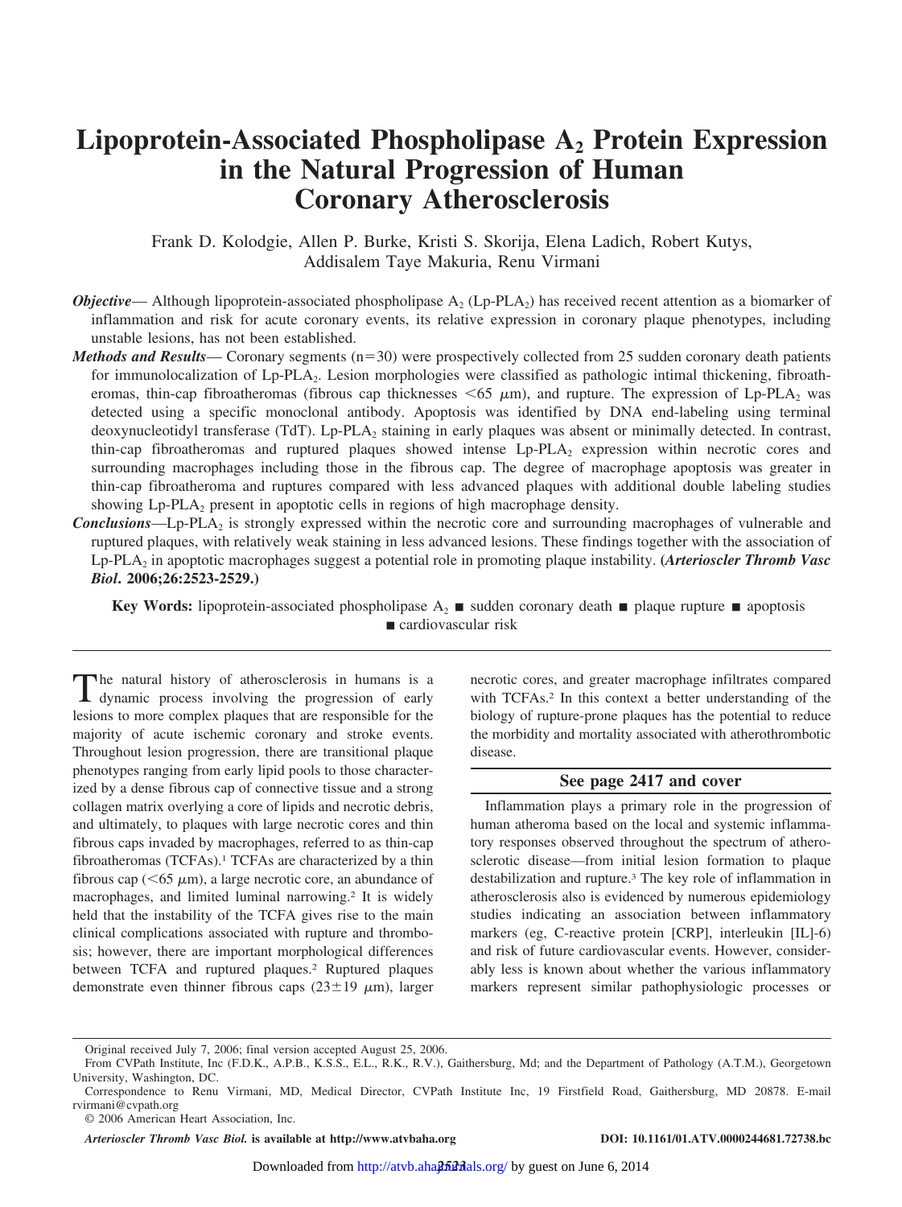# Lipoprotein-Associated Phospholipase $A_2$ Protein Expression in the Natural Progression of Human Coronary Atherosclerosis

Frank D. Kolodgie, Allen P. Burke, Kristi S. Skorija, Elena Ladich, Robert Kutys, Addisalem Taye Makuria, Renu Virmani

***Objective***— Although lipoprotein-associated phospholipase $A_2$ (Lp-$PLA_2$) has received recent attention as a biomarker of inflammation and risk for acute coronary events, its relative expression in coronary plaque phenotypes, including unstable lesions, has not been established.

***Methods and Results***— Coronary segments (n=30) were prospectively collected from 25 sudden coronary death patients for immunolocalization of Lp-$PLA_2$. Lesion morphologies were classified as pathologic intimal thickening, fibroatheromas, thin-cap fibroatheromas (fibrous cap thicknesses <65 μm), and rupture. The expression of Lp-$PLA_2$ was detected using a specific monoclonal antibody. Apoptosis was identified by DNA end-labeling using terminal deoxynucleotidyl transferase (TdT). Lp-$PLA_2$ staining in early plaques was absent or minimally detected. In contrast, thin-cap fibroatheromas and ruptured plaques showed intense Lp-$PLA_2$ expression within necrotic cores and surrounding macrophages including those in the fibrous cap. The degree of macrophage apoptosis was greater in thin-cap fibroatheroma and ruptures compared with less advanced plaques with additional double labeling studies showing Lp-$PLA_2$ present in apoptotic cells in regions of high macrophage density.

***Conclusions***—Lp-$PLA_2$ is strongly expressed within the necrotic core and surrounding macrophages of vulnerable and ruptured plaques, with relatively weak staining in less advanced lesions. These findings together with the association of Lp-$PLA_2$ in apoptotic macrophages suggest a potential role in promoting plaque instability. **(*Arterioscler Thromb Vasc Biol*. 2006;26:2523-2529.)**

**Key Words:** lipoprotein-associated phospholipase $A_2$ ■ sudden coronary death ■ plaque rupture ■ apoptosis ■ cardiovascular risk

The natural history of atherosclerosis in humans is a dynamic process involving the progression of early lesions to more complex plaques that are responsible for the majority of acute ischemic coronary and stroke events. Throughout lesion progression, there are transitional plaque phenotypes ranging from early lipid pools to those characterized by a dense fibrous cap of connective tissue and a strong collagen matrix overlying a core of lipids and necrotic debris, and ultimately, to plaques with large necrotic cores and thin fibrous caps invaded by macrophages, referred to as thin-cap fibroatheromas (TCFAs).[1] TCFAs are characterized by a thin fibrous cap (<65 μm), a large necrotic core, an abundance of macrophages, and limited luminal narrowing.[2] It is widely held that the instability of the TCFA gives rise to the main clinical complications associated with rupture and thrombosis; however, there are important morphological differences between TCFA and ruptured plaques.[2] Ruptured plaques demonstrate even thinner fibrous caps (23±19 μm), larger necrotic cores, and greater macrophage infiltrates compared with TCFAs.[2] In this context a better understanding of the biology of rupture-prone plaques has the potential to reduce the morbidity and mortality associated with atherothrombotic disease.

**See page 2417 and cover**

Inflammation plays a primary role in the progression of human atheroma based on the local and systemic inflammatory responses observed throughout the spectrum of atherosclerotic disease—from initial lesion formation to plaque destabilization and rupture.[3] The key role of inflammation in atherosclerosis also is evidenced by numerous epidemiology studies indicating an association between inflammatory markers (eg, C-reactive protein [CRP], interleukin [IL]-6) and risk of future cardiovascular events. However, considerably less is known about whether the various inflammatory markers represent similar pathophysiologic processes or

Original received July 7, 2006; final version accepted August 25, 2006.

From CVPath Institute, Inc (F.D.K., A.P.B., K.S.S., E.L., R.K., R.V.), Gaithersburg, Md; and the Department of Pathology (A.T.M.), Georgetown University, Washington, DC.

Correspondence to Renu Virmani, MD, Medical Director, CVPath Institute Inc, 19 Firstfield Road, Gaithersburg, MD 20878. E-mail rvirmani@cvpath.org

© 2006 American Heart Association, Inc.

*Arterioscler Thromb Vasc Biol.* **is available at http://www.atvbaha.org** **DOI: 10.1161/01.ATV.0000244681.72738.bc**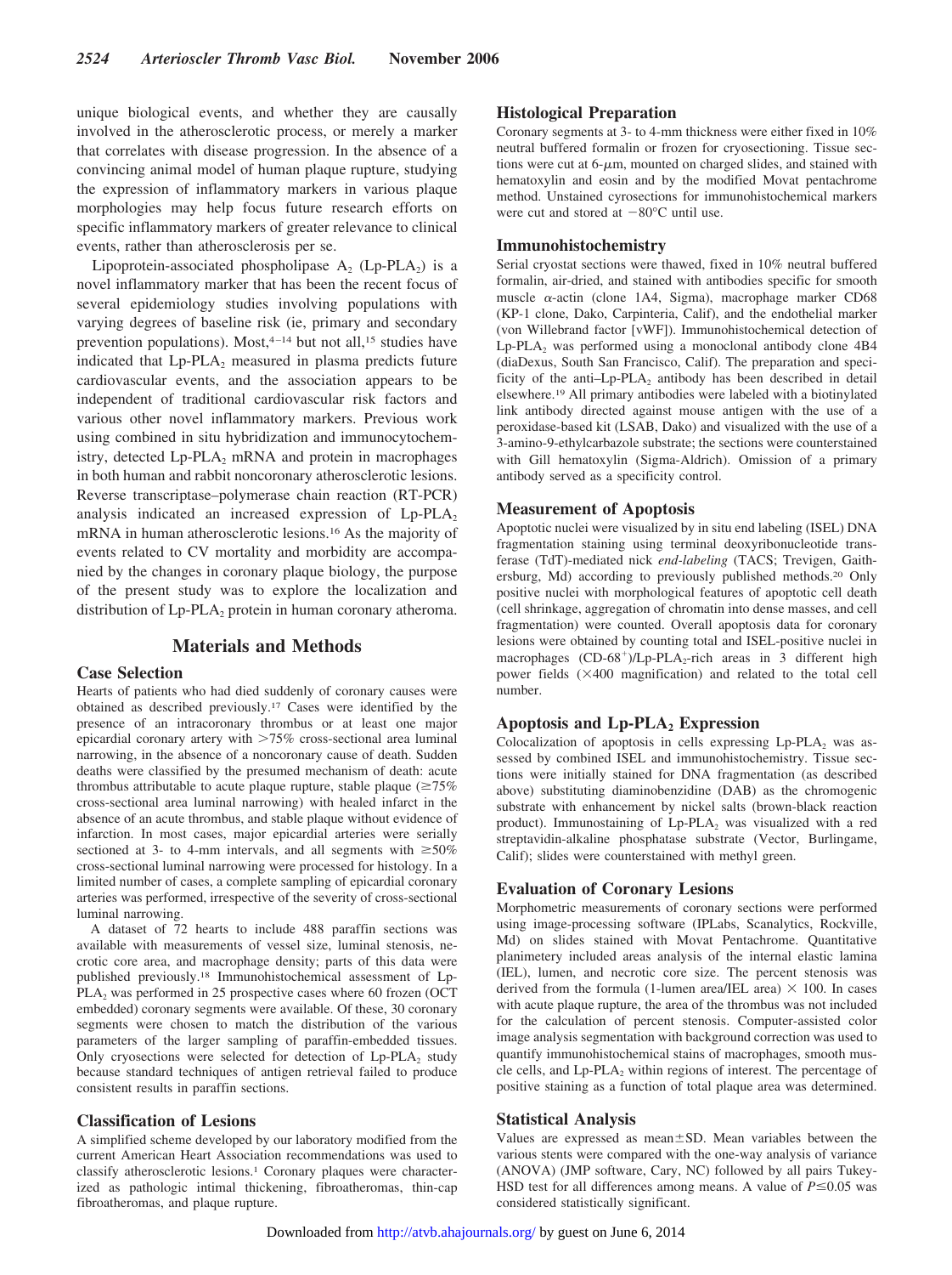unique biological events, and whether they are causally involved in the atherosclerotic process, or merely a marker that correlates with disease progression. In the absence of a convincing animal model of human plaque rupture, studying the expression of inflammatory markers in various plaque morphologies may help focus future research efforts on specific inflammatory markers of greater relevance to clinical events, rather than atherosclerosis per se.

Lipoprotein-associated phospholipase $A_2$ (Lp-PLA$_2$) is a novel inflammatory marker that has been the recent focus of several epidemiology studies involving populations with varying degrees of baseline risk (ie, primary and secondary prevention populations). Most,[4–14] but not all,[15] studies have indicated that Lp-PLA$_2$ measured in plasma predicts future cardiovascular events, and the association appears to be independent of traditional cardiovascular risk factors and various other novel inflammatory markers. Previous work using combined in situ hybridization and immunocytochemistry, detected Lp-PLA$_2$ mRNA and protein in macrophages in both human and rabbit noncoronary atherosclerotic lesions. Reverse transcriptase–polymerase chain reaction (RT-PCR) analysis indicated an increased expression of Lp-PLA$_2$ mRNA in human atherosclerotic lesions.[16] As the majority of events related to CV mortality and morbidity are accompanied by the changes in coronary plaque biology, the purpose of the present study was to explore the localization and distribution of Lp-PLA$_2$ protein in human coronary atheroma.

## Materials and Methods

### Case Selection

Hearts of patients who had died suddenly of coronary causes were obtained as described previously.[17] Cases were identified by the presence of an intracoronary thrombus or at least one major epicardial coronary artery with >75% cross-sectional area luminal narrowing, in the absence of a noncoronary cause of death. Sudden deaths were classified by the presumed mechanism of death: acute thrombus attributable to acute plaque rupture, stable plaque (≥75% cross-sectional area luminal narrowing) with healed infarct in the absence of an acute thrombus, and stable plaque without evidence of infarction. In most cases, major epicardial arteries were serially sectioned at 3- to 4-mm intervals, and all segments with ≥50% cross-sectional luminal narrowing were processed for histology. In a limited number of cases, a complete sampling of epicardial coronary arteries was performed, irrespective of the severity of cross-sectional luminal narrowing.

A dataset of 72 hearts to include 488 paraffin sections was available with measurements of vessel size, luminal stenosis, necrotic core area, and macrophage density; parts of this data were published previously.[18] Immunohistochemical assessment of Lp-PLA$_2$ was performed in 25 prospective cases where 60 frozen (OCT embedded) coronary segments were available. Of these, 30 coronary segments were chosen to match the distribution of the various parameters of the larger sampling of paraffin-embedded tissues. Only cryosections were selected for detection of Lp-PLA$_2$ study because standard techniques of antigen retrieval failed to produce consistent results in paraffin sections.

### Classification of Lesions

A simplified scheme developed by our laboratory modified from the current American Heart Association recommendations was used to classify atherosclerotic lesions.[1] Coronary plaques were characterized as pathologic intimal thickening, fibroatheromas, thin-cap fibroatheromas, and plaque rupture.

### Histological Preparation

Coronary segments at 3- to 4-mm thickness were either fixed in 10% neutral buffered formalin or frozen for cryosectioning. Tissue sections were cut at 6-$\mu$m, mounted on charged slides, and stained with hematoxylin and eosin and by the modified Movat pentachrome method. Unstained cyrosections for immunohistochemical markers were cut and stored at −80°C until use.

### Immunohistochemistry

Serial cryostat sections were thawed, fixed in 10% neutral buffered formalin, air-dried, and stained with antibodies specific for smooth muscle $\alpha$-actin (clone 1A4, Sigma), macrophage marker CD68 (KP-1 clone, Dako, Carpinteria, Calif), and the endothelial marker (von Willebrand factor [vWF]). Immunohistochemical detection of Lp-PLA$_2$ was performed using a monoclonal antibody clone 4B4 (diaDexus, South San Francisco, Calif). The preparation and specificity of the anti–Lp-PLA$_2$ antibody has been described in detail elsewhere.[19] All primary antibodies were labeled with a biotinylated link antibody directed against mouse antigen with the use of a peroxidase-based kit (LSAB, Dako) and visualized with the use of a 3-amino-9-ethylcarbazole substrate; the sections were counterstained with Gill hematoxylin (Sigma-Aldrich). Omission of a primary antibody served as a specificity control.

### Measurement of Apoptosis

Apoptotic nuclei were visualized by in situ end labeling (ISEL) DNA fragmentation staining using terminal deoxyribonucleotide transferase (TdT)-mediated nick *end-labeling* (TACS; Trevigen, Gaithersburg, Md) according to previously published methods.[20] Only positive nuclei with morphological features of apoptotic cell death (cell shrinkage, aggregation of chromatin into dense masses, and cell fragmentation) were counted. Overall apoptosis data for coronary lesions were obtained by counting total and ISEL-positive nuclei in macrophages (CD-68$^+$)/Lp-PLA$_2$-rich areas in 3 different high power fields (×400 magnification) and related to the total cell number.

### Apoptosis and Lp-PLA$_2$ Expression

Colocalization of apoptosis in cells expressing Lp-PLA$_2$ was assessed by combined ISEL and immunohistochemistry. Tissue sections were initially stained for DNA fragmentation (as described above) substituting diaminobenzidine (DAB) as the chromogenic substrate with enhancement by nickel salts (brown-black reaction product). Immunostaining of Lp-PLA$_2$ was visualized with a red streptavidin-alkaline phosphatase substrate (Vector, Burlingame, Calif); slides were counterstained with methyl green.

### Evaluation of Coronary Lesions

Morphometric measurements of coronary sections were performed using image-processing software (IPLabs, Scanalytics, Rockville, Md) on slides stained with Movat Pentachrome. Quantitative planimetery included areas analysis of the internal elastic lamina (IEL), lumen, and necrotic core size. The percent stenosis was derived from the formula (1-lumen area/IEL area) × 100. In cases with acute plaque rupture, the area of the thrombus was not included for the calculation of percent stenosis. Computer-assisted color image analysis segmentation with background correction was used to quantify immunohistochemical stains of macrophages, smooth muscle cells, and Lp-PLA$_2$ within regions of interest. The percentage of positive staining as a function of total plaque area was determined.

### Statistical Analysis

Values are expressed as mean±SD. Mean variables between the various stents were compared with the one-way analysis of variance (ANOVA) (JMP software, Cary, NC) followed by all pairs Tukey-HSD test for all differences among means. A value of $P \leq 0.05$ was considered statistically significant.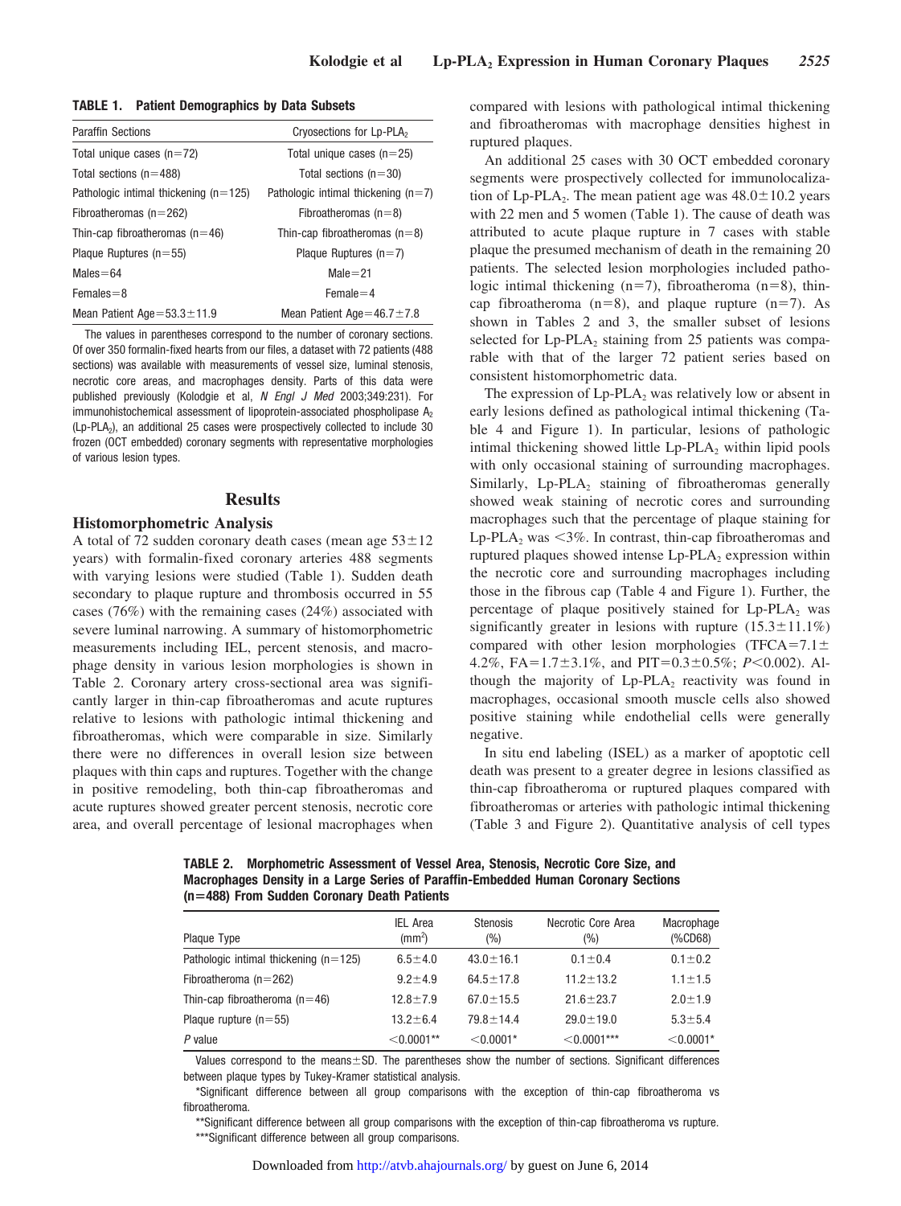**TABLE 1. Patient Demographics by Data Subsets**

| Paraffin Sections | Cryosections for Lp-$PLA_2$ |
|---|---|
| Total unique cases (n=72) | Total unique cases (n=25) |
| Total sections (n=488) | Total sections (n=30) |
| Pathologic intimal thickening (n=125) | Pathologic intimal thickening (n=7) |
| Fibroatheromas (n=262) | Fibroatheromas (n=8) |
| Thin-cap fibroatheromas (n=46) | Thin-cap fibroatheromas (n=8) |
| Plaque Ruptures (n=55) | Plaque Ruptures (n=7) |
| Males=64 | Male=21 |
| Females=8 | Female=4 |
| Mean Patient Age=53.3±11.9 | Mean Patient Age=46.7±7.8 |

The values in parentheses correspond to the number of coronary sections. Of over 350 formalin-fixed hearts from our files, a dataset with 72 patients (488 sections) was available with measurements of vessel size, luminal stenosis, necrotic core areas, and macrophages density. Parts of this data were published previously (Kolodgie et al, *N Engl J Med* 2003;349:231). For immunohistochemical assessment of lipoprotein-associated phospholipase $A_2$ (Lp-$PLA_2$), an additional 25 cases were prospectively collected to include 30 frozen (OCT embedded) coronary segments with representative morphologies of various lesion types.

## Results

### Histomorphometric Analysis

A total of 72 sudden coronary death cases (mean age 53±12 years) with formalin-fixed coronary arteries 488 segments with varying lesions were studied (Table 1). Sudden death secondary to plaque rupture and thrombosis occurred in 55 cases (76%) with the remaining cases (24%) associated with severe luminal narrowing. A summary of histomorphometric measurements including IEL, percent stenosis, and macrophage density in various lesion morphologies is shown in Table 2. Coronary artery cross-sectional area was significantly larger in thin-cap fibroatheromas and acute ruptures relative to lesions with pathologic intimal thickening and fibroatheromas, which were comparable in size. Similarly there were no differences in overall lesion size between plaques with thin caps and ruptures. Together with the change in positive remodeling, both thin-cap fibroatheromas and acute ruptures showed greater percent stenosis, necrotic core area, and overall percentage of lesional macrophages when compared with lesions with pathological intimal thickening and fibroatheromas with macrophage densities highest in ruptured plaques.

An additional 25 cases with 30 OCT embedded coronary segments were prospectively collected for immunolocalization of Lp-$PLA_2$. The mean patient age was 48.0±10.2 years with 22 men and 5 women (Table 1). The cause of death was attributed to acute plaque rupture in 7 cases with stable plaque the presumed mechanism of death in the remaining 20 patients. The selected lesion morphologies included pathologic intimal thickening (n=7), fibroatheroma (n=8), thin-cap fibroatheroma (n=8), and plaque rupture (n=7). As shown in Tables 2 and 3, the smaller subset of lesions selected for Lp-$PLA_2$ staining from 25 patients was comparable with that of the larger 72 patient series based on consistent histomorphometric data.

The expression of Lp-$PLA_2$ was relatively low or absent in early lesions defined as pathological intimal thickening (Table 4 and Figure 1). In particular, lesions of pathologic intimal thickening showed little Lp-$PLA_2$ within lipid pools with only occasional staining of surrounding macrophages. Similarly, Lp-$PLA_2$ staining of fibroatheromas generally showed weak staining of necrotic cores and surrounding macrophages such that the percentage of plaque staining for Lp-$PLA_2$ was <3%. In contrast, thin-cap fibroatheromas and ruptured plaques showed intense Lp-$PLA_2$ expression within the necrotic core and surrounding macrophages including those in the fibrous cap (Table 4 and Figure 1). Further, the percentage of plaque positively stained for Lp-$PLA_2$ was significantly greater in lesions with rupture (15.3±11.1%) compared with other lesion morphologies (TFCA=7.1±4.2%, FA=1.7±3.1%, and PIT=0.3±0.5%; $P<0.002$). Although the majority of Lp-$PLA_2$ reactivity was found in macrophages, occasional smooth muscle cells also showed positive staining while endothelial cells were generally negative.

In situ end labeling (ISEL) as a marker of apoptotic cell death was present to a greater degree in lesions classified as thin-cap fibroatheroma or ruptured plaques compared with fibroatheromas or arteries with pathologic intimal thickening (Table 3 and Figure 2). Quantitative analysis of cell types

**TABLE 2. Morphometric Assessment of Vessel Area, Stenosis, Necrotic Core Size, and Macrophages Density in a Large Series of Paraffin-Embedded Human Coronary Sections (n=488) From Sudden Coronary Death Patients**

| Plaque Type | IEL Area ($mm^2$) | Stenosis (%) | Necrotic Core Area (%) | Macrophage (%CD68) |
|---|---|---|---|---|
| Pathologic intimal thickening (n=125) | 6.5±4.0 | 43.0±16.1 | 0.1±0.4 | 0.1±0.2 |
| Fibroatheroma (n=262) | 9.2±4.9 | 64.5±17.8 | 11.2±13.2 | 1.1±1.5 |
| Thin-cap fibroatheroma (n=46) | 12.8±7.9 | 67.0±15.5 | 21.6±23.7 | 2.0±1.9 |
| Plaque rupture (n=55) | 13.2±6.4 | 79.8±14.4 | 29.0±19.0 | 5.3±5.4 |
| *P* value | <0.0001** | <0.0001* | <0.0001*** | <0.0001* |

Values correspond to the means±SD. The parentheses show the number of sections. Significant differences between plaque types by Tukey-Kramer statistical analysis.

*Significant difference between all group comparisons with the exception of thin-cap fibroatheroma vs fibroatheroma.

**Significant difference between all group comparisons with the exception of thin-cap fibroatheroma vs rupture.

***Significant difference between all group comparisons.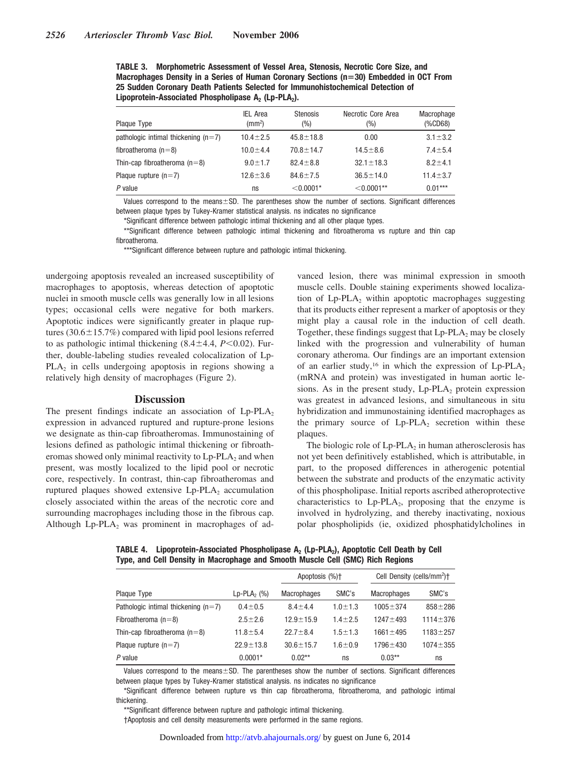**TABLE 3. Morphometric Assessment of Vessel Area, Stenosis, Necrotic Core Size, and Macrophages Density in a Series of Human Coronary Sections (n=30) Embedded in OCT From 25 Sudden Coronary Death Patients Selected for Immunohistochemical Detection of Lipoprotein-Associated Phospholipase $A_2$ (Lp-$PLA_2$).**

| Plaque Type | IEL Area ($mm^2$) | Stenosis (%) | Necrotic Core Area (%) | Macrophage (%CD68) |
|---|---|---|---|---|
| pathologic intimal thickening (n=7) | 10.4±2.5 | 45.8±18.8 | 0.00 | 3.1±3.2 |
| fibroatheroma (n=8) | 10.0±4.4 | 70.8±14.7 | 14.5±8.6 | 7.4±5.4 |
| Thin-cap fibroatheroma (n=8) | 9.0±1.7 | 82.4±8.8 | 32.1±18.3 | 8.2±4.1 |
| Plaque rupture (n=7) | 12.6±3.6 | 84.6±7.5 | 36.5±14.0 | 11.4±3.7 |
| *P* value | ns | <0.0001* | <0.0001** | 0.01*** |

Values correspond to the means±SD. The parentheses show the number of sections. Significant differences between plaque types by Tukey-Kramer statistical analysis. ns indicates no significance

*Significant difference between pathologic intimal thickening and all other plaque types.

**Significant difference between pathologic intimal thickening and fibroatheroma vs rupture and thin cap fibroatheroma.

***Significant difference between rupture and pathologic intimal thickening.

undergoing apoptosis revealed an increased susceptibility of macrophages to apoptosis, whereas detection of apoptotic nuclei in smooth muscle cells was generally low in all lesions types; occasional cells were negative for both markers. Apoptotic indices were significantly greater in plaque ruptures (30.6±15.7%) compared with lipid pool lesions referred to as pathologic intimal thickening (8.4±4.4, $P<0.02$). Further, double-labeling studies revealed colocalization of Lp-$PLA_2$ in cells undergoing apoptosis in regions showing a relatively high density of macrophages (Figure 2).

## Discussion

The present findings indicate an association of Lp-$PLA_2$ expression in advanced ruptured and rupture-prone lesions we designate as thin-cap fibroatheromas. Immunostaining of lesions defined as pathologic intimal thickening or fibroatheromas showed only minimal reactivity to Lp-$PLA_2$ and when present, was mostly localized to the lipid pool or necrotic core, respectively. In contrast, thin-cap fibroatheromas and ruptured plaques showed extensive Lp-$PLA_2$ accumulation closely associated within the areas of the necrotic core and surrounding macrophages including those in the fibrous cap. Although Lp-$PLA_2$ was prominent in macrophages of advanced lesion, there was minimal expression in smooth muscle cells. Double staining experiments showed localization of Lp-$PLA_2$ within apoptotic macrophages suggesting that its products either represent a marker of apoptosis or they might play a causal role in the induction of cell death. Together, these findings suggest that Lp-$PLA_2$ may be closely linked with the progression and vulnerability of human coronary atheroma. Our findings are an important extension of an earlier study,[16] in which the expression of Lp-$PLA_2$ (mRNA and protein) was investigated in human aortic lesions. As in the present study, Lp-$PLA_2$ protein expression was greatest in advanced lesions, and simultaneous in situ hybridization and immunostaining identified macrophages as the primary source of Lp-$PLA_2$ secretion within these plaques.

The biologic role of Lp-$PLA_2$ in human atherosclerosis has not yet been definitively established, which is attributable, in part, to the proposed differences in atherogenic potential between the substrate and products of the enzymatic activity of this phospholipase. Initial reports ascribed atheroprotective characteristics to Lp-$PLA_2$, proposing that the enzyme is involved in hydrolyzing, and thereby inactivating, noxious polar phospholipids (ie, oxidized phosphatidylcholines in

**TABLE 4. Lipoprotein-Associated Phospholipase $A_2$ (Lp-$PLA_2$), Apoptotic Cell Death by Cell Type, and Cell Density in Macrophage and Smooth Muscle Cell (SMC) Rich Regions**

| | | Apoptosis (%)† | | Cell Density (cells/$mm^2$)† | |
|---|---|---|---|---|---|
| Plaque Type | Lp-$PLA_2$ (%) | Macrophages | SMC's | Macrophages | SMC's |
| Pathologic intimal thickening (n=7) | 0.4±0.5 | 8.4±4.4 | 1.0±1.3 | 1005±374 | 858±286 |
| Fibroatheroma (n=8) | 2.5±2.6 | 12.9±15.9 | 1.4±2.5 | 1247±493 | 1114±376 |
| Thin-cap fibroatheroma (n=8) | 11.8±5.4 | 22.7±8.4 | 1.5±1.3 | 1661±495 | 1183±257 |
| Plaque rupture (n=7) | 22.9±13.8 | 30.6±15.7 | 1.6±0.9 | 1796±430 | 1074±355 |
| *P* value | 0.0001* | 0.02** | ns | 0.03** | ns |

Values correspond to the means±SD. The parentheses show the number of sections. Significant differences between plaque types by Tukey-Kramer statistical analysis. ns indicates no significance

*Significant difference between rupture vs thin cap fibroatheroma, fibroatheroma, and pathologic intimal thickening.

**Significant difference between rupture and pathologic intimal thickening.

†Apoptosis and cell density measurements were performed in the same regions.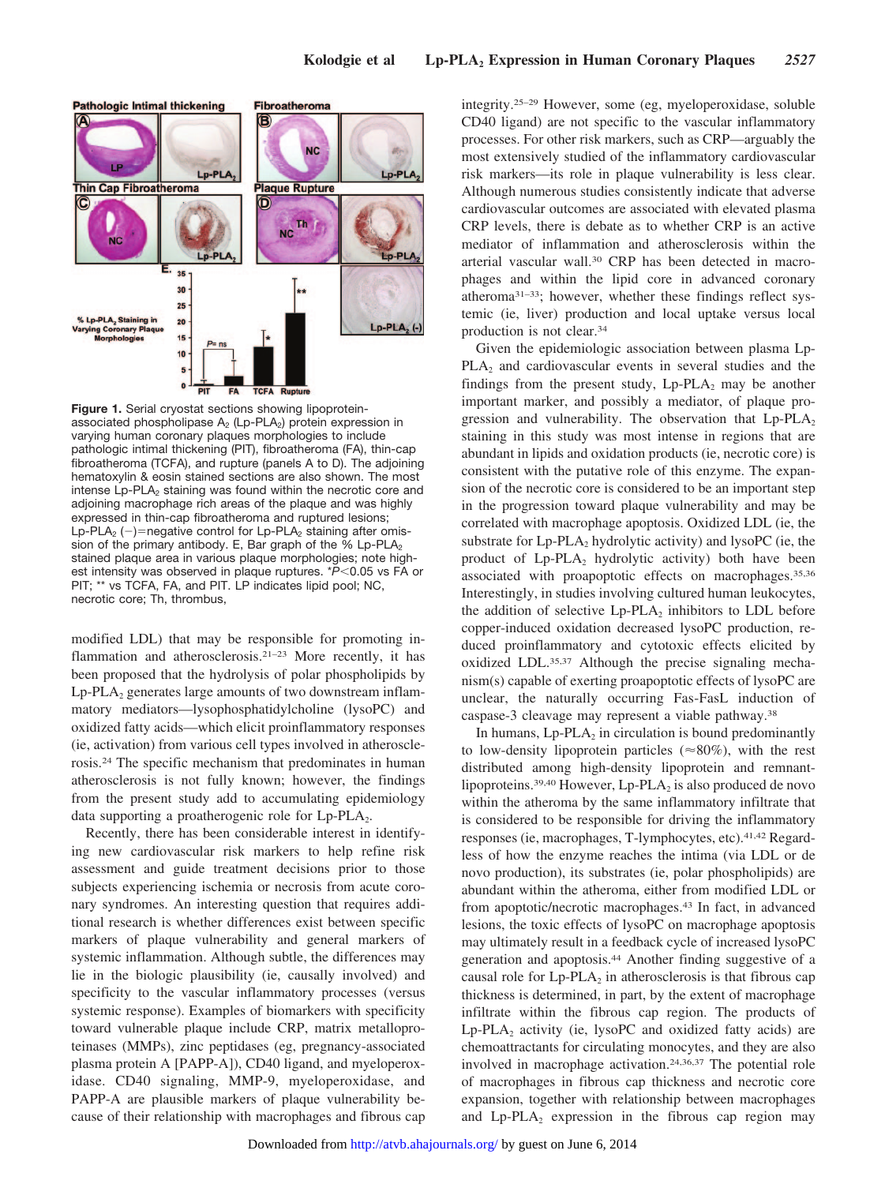**Figure 1.** Serial cryostat sections showing lipoprotein-associated phospholipase $A_2$ (Lp-$PLA_2$) protein expression in varying human coronary plaques morphologies to include pathologic intimal thickening (PIT), fibroatheroma (FA), thin-cap fibroatheroma (TCFA), and rupture (panels A to D). The adjoining hematoxylin & eosin stained sections are also shown. The most intense Lp-$PLA_2$ staining was found within the necrotic core and adjoining macrophage rich areas of the plaque and was highly expressed in thin-cap fibroatheromas and ruptured lesions; Lp-$PLA_2$ (−)=negative control for Lp-$PLA_2$ staining after omission of the primary antibody. E, Bar graph of the % Lp-$PLA_2$ stained plaque area in various plaque morphologies; note highest intensity was observed in plaque ruptures. *$P<0.05$ vs FA or PIT; ** vs TCFA, FA, and PIT. LP indicates lipid pool; NC, necrotic core; Th, thrombus,

modified LDL) that may be responsible for promoting inflammation and atherosclerosis.[21–23] More recently, it has been proposed that the hydrolysis of polar phospholipids by Lp-$PLA_2$ generates large amounts of two downstream inflammatory mediators—lysophosphatidylcholine (lysoPC) and oxidized fatty acids—which elicit proinflammatory responses (ie, activation) from various cell types involved in atherosclerosis.[24] The specific mechanism that predominates in human atherosclerosis is not fully known; however, the findings from the present study add to accumulating epidemiology data supporting a proatherogenic role for Lp-$PLA_2$.

Recently, there has been considerable interest in identifying new cardiovascular risk markers to help refine risk assessment and guide treatment decisions prior to those subjects experiencing ischemia or necrosis from acute coronary syndromes. An interesting question that requires additional research is whether differences exist between specific markers of plaque vulnerability and general markers of systemic inflammation. Although subtle, the differences may lie in the biologic plausibility (ie, causally involved) and specificity to the vascular inflammatory processes (versus systemic response). Examples of biomarkers with specificity toward vulnerable plaque include CRP, matrix metalloproteinases (MMPs), zinc peptidases (eg, pregnancy-associated plasma protein A [PAPP-A]), CD40 ligand, and myeloperoxidase. CD40 signaling, MMP-9, myeloperoxidase, and PAPP-A are plausible markers of plaque vulnerability because of their relationship with macrophages and fibrous cap integrity.[25–29] However, some (eg, myeloperoxidase, soluble CD40 ligand) are not specific to the vascular inflammatory processes. For other risk markers, such as CRP—arguably the most extensively studied of the inflammatory cardiovascular risk markers—its role in plaque vulnerability is less clear. Although numerous studies consistently indicate that adverse cardiovascular outcomes are associated with elevated plasma CRP levels, there is debate as to whether CRP is an active mediator of inflammation and atherosclerosis within the arterial vascular wall.[30] CRP has been detected in macrophages and within the lipid core in advanced coronary atheroma[31–33]; however, whether these findings reflect systemic (ie, liver) production and local uptake versus local production is not clear.[34]

Given the epidemiologic association between plasma Lp-$PLA_2$ and cardiovascular events in several studies and the findings from the present study, Lp-$PLA_2$ may be another important marker, and possibly a mediator, of plaque progression and vulnerability. The observation that Lp-$PLA_2$ staining in this study was most intense in regions that are abundant in lipids and oxidation products (ie, necrotic core) is consistent with the putative role of this enzyme. The expansion of the necrotic core is considered to be an important step in the progression toward plaque vulnerability and may be correlated with macrophage apoptosis. Oxidized LDL (ie, the substrate for Lp-$PLA_2$ hydrolytic activity) and lysoPC (ie, the product of Lp-$PLA_2$ hydrolytic activity) both have been associated with proapoptotic effects on macrophages.[35,36] Interestingly, in studies involving cultured human leukocytes, the addition of selective Lp-$PLA_2$ inhibitors to LDL before copper-induced oxidation decreased lysoPC production, reduced proinflammatory and cytotoxic effects elicited by oxidized LDL.[35,37] Although the precise signaling mechanism(s) capable of exerting proapoptotic effects of lysoPC are unclear, the naturally occurring Fas-FasL induction of caspase-3 cleavage may represent a viable pathway.[38]

In humans, Lp-$PLA_2$ in circulation is bound predominantly to low-density lipoprotein particles (≈80%), with the rest distributed among high-density lipoprotein and remnant-lipoproteins.[39,40] However, Lp-$PLA_2$ is also produced de novo within the atheroma by the same inflammatory infiltrate that is considered to be responsible for driving the inflammatory responses (ie, macrophages, T-lymphocytes, etc).[41,42] Regardless of how the enzyme reaches the intima (via LDL or de novo production), its substrates (ie, polar phospholipids) are abundant within the atheroma, either from modified LDL or from apoptotic/necrotic macrophages.[43] In fact, in advanced lesions, the toxic effects of lysoPC on macrophage apoptosis may ultimately result in a feedback cycle of increased lysoPC generation and apoptosis.[44] Another finding suggestive of a causal role for Lp-$PLA_2$ in atherosclerosis is that fibrous cap thickness is determined, in part, by the extent of macrophage infiltrate within the fibrous cap region. The products of Lp-$PLA_2$ activity (ie, lysoPC and oxidized fatty acids) are chemoattractants for circulating monocytes, and they are also involved in macrophage activation.[24,36,37] The potential role of macrophages in fibrous cap thickness and necrotic core expansion, together with relationship between macrophages and Lp-$PLA_2$ expression in the fibrous cap region may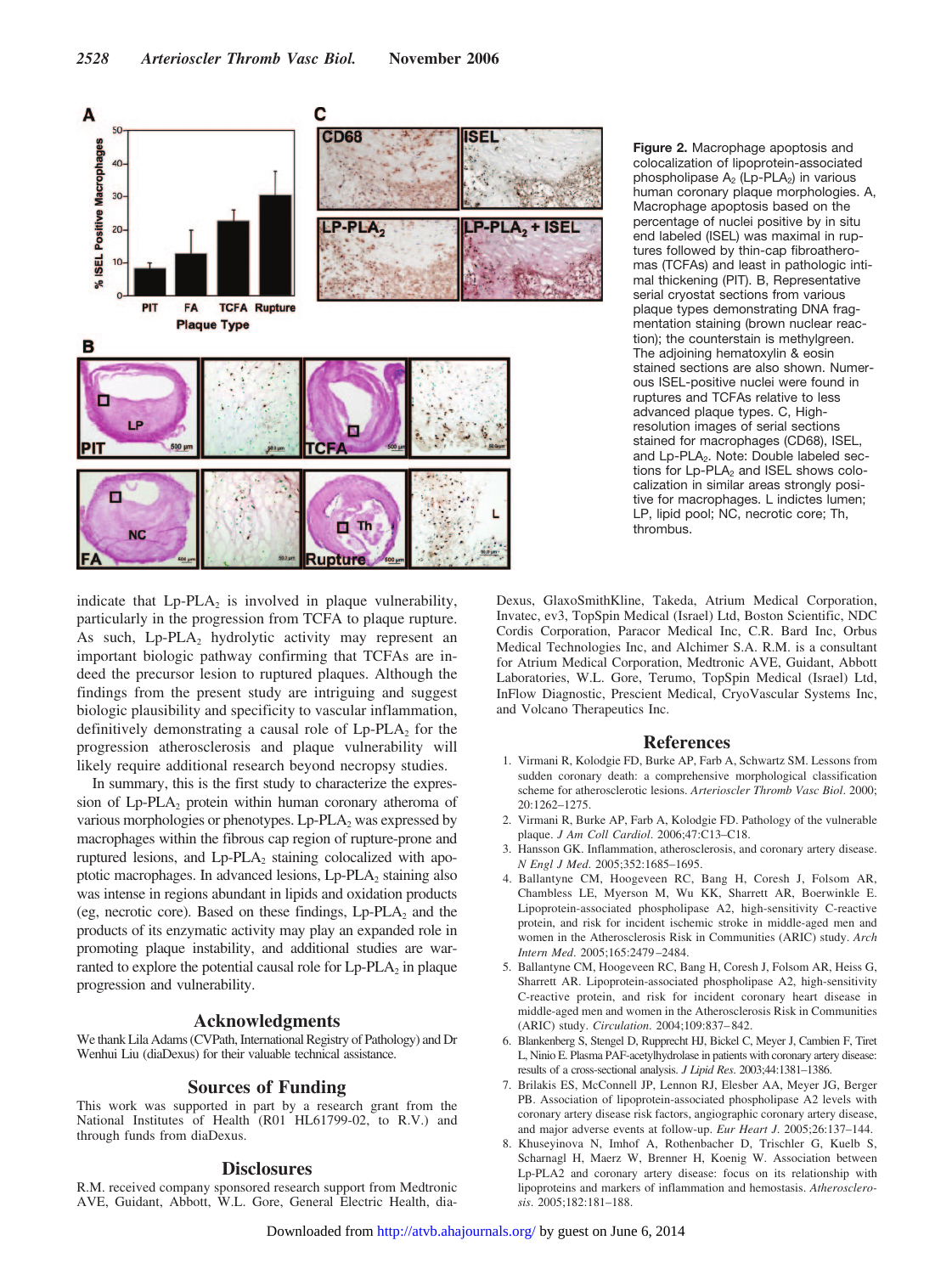**Figure 2.** Macrophage apoptosis and colocalization of lipoprotein-associated phospholipase $A_2$ (Lp-PLA$_2$) in various human coronary plaque morphologies. A, Macrophage apoptosis based on the percentage of nuclei positive by in situ end labeled (ISEL) was maximal in ruptures followed by thin-cap fibroatheromas (TCFAs) and least in pathologic intimal thickening (PIT). B, Representative serial cryostat sections from various plaque types demonstrating DNA fragmentation staining (brown nuclear reaction); the counterstain is methylgreen. The adjoining hematoxylin & eosin stained sections are also shown. Numerous ISEL-positive nuclei were found in ruptures and TCFAs relative to less advanced plaque types. C, High-resolution images of serial sections stained for macrophages (CD68), ISEL, and Lp-PLA$_2$. Note: Double labeled sections for Lp-PLA$_2$ and ISEL shows colocalization in similar areas strongly positive for macrophages. L indictes lumen; LP, lipid pool; NC, necrotic core; Th, thrombus.

indicate that Lp-PLA$_2$ is involved in plaque vulnerability, particularly in the progression from TCFA to plaque rupture. As such, Lp-PLA$_2$ hydrolytic activity may represent an important biologic pathway confirming that TCFAs are indeed the precursor lesion to ruptured plaques. Although the findings from the present study are intriguing and suggest biologic plausibility and specificity to vascular inflammation, definitively demonstrating a causal role of Lp-PLA$_2$ for the progression atherosclerosis and plaque vulnerability will likely require additional research beyond necropsy studies.

In summary, this is the first study to characterize the expression of Lp-PLA$_2$ protein within human coronary atheroma of various morphologies or phenotypes. Lp-PLA$_2$ was expressed by macrophages within the fibrous cap region of rupture-prone and ruptured lesions, and Lp-PLA$_2$ staining colocalized with apoptotic macrophages. In advanced lesions, Lp-PLA$_2$ staining also was intense in regions abundant in lipids and oxidation products (eg, necrotic core). Based on these findings, Lp-PLA$_2$ and the products of its enzymatic activity may play an expanded role in promoting plaque instability, and additional studies are warranted to explore the potential causal role for Lp-PLA$_2$ in plaque progression and vulnerability.

## Acknowledgments

We thank Lila Adams (CVPath, International Registry of Pathology) and Dr Wenhui Liu (diaDexus) for their valuable technical assistance.

## Sources of Funding

This work was supported in part by a research grant from the National Institutes of Health (R01 HL61799-02, to R.V.) and through funds from diaDexus.

## Disclosures

R.M. received company sponsored research support from Medtronic AVE, Guidant, Abbott, W.L. Gore, General Electric Health, diaDexus, GlaxoSmithKline, Takeda, Atrium Medical Corporation, Invatec, ev3, TopSpin Medical (Israel) Ltd, Boston Scientific, NDC Cordis Corporation, Paracor Medical Inc, C.R. Bard Inc, Orbus Medical Technologies Inc, and Alchimer S.A. R.M. is a consultant for Atrium Medical Corporation, Medtronic AVE, Guidant, Abbott Laboratories, W.L. Gore, Terumo, TopSpin Medical (Israel) Ltd, InFlow Diagnostic, Prescient Medical, CryoVascular Systems Inc, and Volcano Therapeutics Inc.

## References

1. Virmani R, Kolodgie FD, Burke AP, Farb A, Schwartz SM. Lessons from sudden coronary death: a comprehensive morphological classification scheme for atherosclerotic lesions. *Arterioscler Thromb Vasc Biol*. 2000; 20:1262–1275.
2. Virmani R, Burke AP, Farb A, Kolodgie FD. Pathology of the vulnerable plaque. *J Am Coll Cardiol*. 2006;47:C13–C18.
3. Hansson GK. Inflammation, atherosclerosis, and coronary artery disease. *N Engl J Med*. 2005;352:1685–1695.
4. Ballantyne CM, Hoogeveen RC, Bang H, Coresh J, Folsom AR, Chambless LE, Myerson M, Wu KK, Sharrett AR, Boerwinkle E. Lipoprotein-associated phospholipase A2, high-sensitivity C-reactive protein, and risk for incident ischemic stroke in middle-aged men and women in the Atherosclerosis Risk in Communities (ARIC) study. *Arch Intern Med*. 2005;165:2479–2484.
5. Ballantyne CM, Hoogeveen RC, Bang H, Coresh J, Folsom AR, Heiss G, Sharrett AR. Lipoprotein-associated phospholipase A2, high-sensitivity C-reactive protein, and risk for incident coronary heart disease in middle-aged men and women in the Atherosclerosis Risk in Communities (ARIC) study. *Circulation*. 2004;109:837–842.
6. Blankenberg S, Stengel D, Rupprecht HJ, Bickel C, Meyer J, Cambien F, Tiret L, Ninio E. Plasma PAF-acetylhydrolase in patients with coronary artery disease: results of a cross-sectional analysis. *J Lipid Res*. 2003;44:1381–1386.
7. Brilakis ES, McConnell JP, Lennon RJ, Elesber AA, Meyer JG, Berger PB. Association of lipoprotein-associated phospholipase A2 levels with coronary artery disease risk factors, angiographic coronary artery disease, and major adverse events at follow-up. *Eur Heart J*. 2005;26:137–144.
8. Khuseyinova N, Imhof A, Rothenbacher D, Trischler G, Kuelb S, Scharnagl H, Maerz W, Brenner H, Koenig W. Association between Lp-PLA2 and coronary artery disease: focus on its relationship with lipoproteins and markers of inflammation and hemostasis. *Atherosclerosis*. 2005;182:181–188.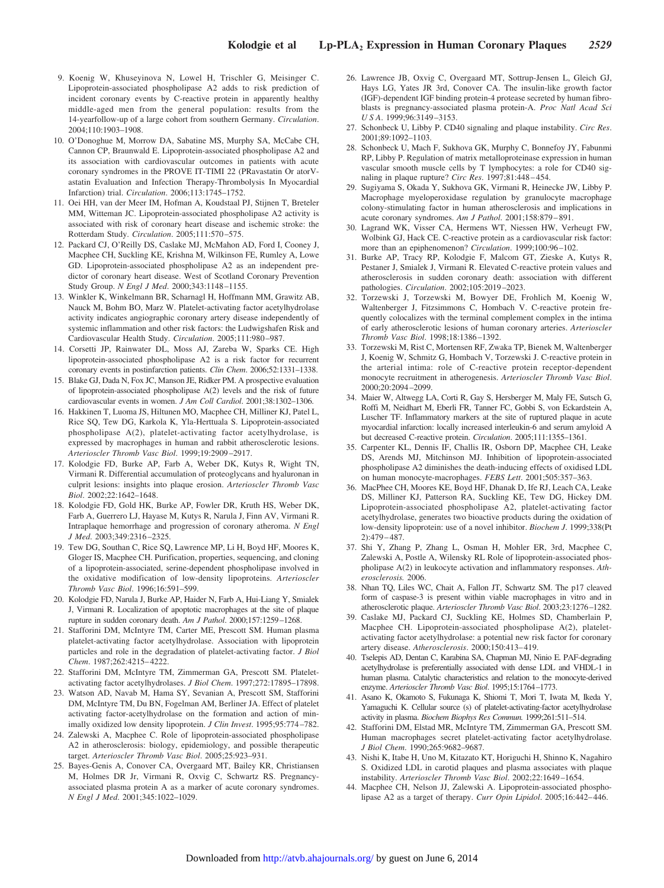9. Koenig W, Khuseyinova N, Lowel H, Trischler G, Meisinger C. Lipoprotein-associated phospholipase A2 adds to risk prediction of incident coronary events by C-reactive protein in apparently healthy middle-aged men from the general population: results from the 14-yearfollow-up of a large cohort from southern Germany. *Circulation*. 2004;110:1903–1908.
10. O'Donoghue M, Morrow DA, Sabatine MS, Murphy SA, McCabe CH, Cannon CP, Braunwald E. Lipoprotein-associated phospholipase A2 and its association with cardiovascular outcomes in patients with acute coronary syndromes in the PROVE IT-TIMI 22 (PRavastatin Or atorVastatin Evaluation and Infection Therapy-Thrombolysis In Myocardial Infarction) trial. *Circulation*. 2006;113:1745–1752.
11. Oei HH, van der Meer IM, Hofman A, Koudstaal PJ, Stijnen T, Breteler MM, Witteman JC. Lipoprotein-associated phospholipase A2 activity is associated with risk of coronary heart disease and ischemic stroke: the Rotterdam Study. *Circulation*. 2005;111:570–575.
12. Packard CJ, O'Reilly DS, Caslake MJ, McMahon AD, Ford I, Cooney J, Macphee CH, Suckling KE, Krishna M, Wilkinson FE, Rumley A, Lowe GD. Lipoprotein-associated phospholipase A2 as an independent predictor of coronary heart disease. West of Scotland Coronary Prevention Study Group. *N Engl J Med*. 2000;343:1148–1155.
13. Winkler K, Winkelmann BR, Scharnagl H, Hoffmann MM, Grawitz AB, Nauck M, Bohm BO, Marz W. Platelet-activating factor acetylhydrolase activity indicates angiographic coronary artery disease independently of systemic inflammation and other risk factors: the Ludwigshafen Risk and Cardiovascular Health Study. *Circulation*. 2005;111:980–987.
14. Corsetti JP, Rainwater DL, Moss AJ, Zareba W, Sparks CE. High lipoprotein-associated phospholipase A2 is a risk factor for recurrent coronary events in postinfarction patients. *Clin Chem*. 2006;52:1331–1338.
15. Blake GJ, Dada N, Fox JC, Manson JE, Ridker PM. A prospective evaluation of lipoprotein-associated phospholipase A(2) levels and the risk of future cardiovascular events in women. *J Am Coll Cardiol*. 2001;38:1302–1306.
16. Hakkinen T, Luoma JS, Hiltunen MO, Macphee CH, Milliner KJ, Patel L, Rice SQ, Tew DG, Karkola K, Yla-Herttuala S. Lipoprotein-associated phospholipase A(2), platelet-activating factor acetylhydrolase, is expressed by macrophages in human and rabbit atherosclerotic lesions. *Arterioscler Thromb Vasc Biol*. 1999;19:2909–2917.
17. Kolodgie FD, Burke AP, Farb A, Weber DK, Kutys R, Wight TN, Virmani R. Differential accumulation of proteoglycans and hyaluronan in culprit lesions: insights into plaque erosion. *Arterioscler Thromb Vasc Biol*. 2002;22:1642–1648.
18. Kolodgie FD, Gold HK, Burke AP, Fowler DR, Kruth HS, Weber DK, Farb A, Guerrero LJ, Hayase M, Kutys R, Narula J, Finn AV, Virmani R. Intraplaque hemorrhage and progression of coronary atheroma. *N Engl J Med*. 2003;349:2316–2325.
19. Tew DG, Southan C, Rice SQ, Lawrence MP, Li H, Boyd HF, Moores K, Gloger IS, Macphee CH. Purification, properties, sequencing, and cloning of a lipoprotein-associated, serine-dependent phospholipase involved in the oxidative modification of low-density lipoproteins. *Arterioscler Thromb Vasc Biol*. 1996;16:591–599.
20. Kolodgie FD, Narula J, Burke AP, Haider N, Farb A, Hui-Liang Y, Smialek J, Virmani R. Localization of apoptotic macrophages at the site of plaque rupture in sudden coronary death. *Am J Pathol*. 2000;157:1259–1268.
21. Stafforini DM, McIntyre TM, Carter ME, Prescott SM. Human plasma platelet-activating factor acetylhydrolase. Association with lipoprotein particles and role in the degradation of platelet-activating factor. *J Biol Chem*. 1987;262:4215–4222.
22. Stafforini DM, McIntyre TM, Zimmerman GA, Prescott SM. Platelet-activating factor acetylhydrolases. *J Biol Chem*. 1997;272:17895–17898.
23. Watson AD, Navab M, Hama SY, Sevanian A, Prescott SM, Stafforini DM, McIntyre TM, Du BN, Fogelman AM, Berliner JA. Effect of platelet activating factor-acetylhydrolase on the formation and action of minimally oxidized low density lipoprotein. *J Clin Invest*. 1995;95:774–782.
24. Zalewski A, Macphee C. Role of lipoprotein-associated phospholipase A2 in atherosclerosis: biology, epidemiology, and possible therapeutic target. *Arterioscler Thromb Vasc Biol*. 2005;25:923–931.
25. Bayes-Genis A, Conover CA, Overgaard MT, Bailey KR, Christiansen M, Holmes DR Jr, Virmani R, Oxvig C, Schwartz RS. Pregnancy-associated plasma protein A as a marker of acute coronary syndromes. *N Engl J Med*. 2001;345:1022–1029.
26. Lawrence JB, Oxvig C, Overgaard MT, Sottrup-Jensen L, Gleich GJ, Hays LG, Yates JR 3rd, Conover CA. The insulin-like growth factor (IGF)-dependent IGF binding protein-4 protease secreted by human fibroblasts is pregnancy-associated plasma protein-A. *Proc Natl Acad Sci U S A*. 1999;96:3149–3153.
27. Schonbeck U, Libby P. CD40 signaling and plaque instability. *Circ Res*. 2001;89:1092–1103.
28. Schonbeck U, Mach F, Sukhova GK, Murphy C, Bonnefoy JY, Fabunmi RP, Libby P. Regulation of matrix metalloproteinase expression in human vascular smooth muscle cells by T lymphocytes: a role for CD40 signaling in plaque rupture? *Circ Res*. 1997;81:448–454.
29. Sugiyama S, Okada Y, Sukhova GK, Virmani R, Heinecke JW, Libby P. Macrophage myeloperoxidase regulation by granulocyte macrophage colony-stimulating factor in human atherosclerosis and implications in acute coronary syndromes. *Am J Pathol*. 2001;158:879–891.
30. Lagrand WK, Visser CA, Hermens WT, Niessen HW, Verheugt FW, Wolbink GJ, Hack CE. C-reactive protein as a cardiovascular risk factor: more than an epiphenomenon? *Circulation*. 1999;100:96–102.
31. Burke AP, Tracy RP, Kolodgie F, Malcom GT, Zieske A, Kutys R, Pestaner J, Smialek J, Virmani R. Elevated C-reactive protein values and atherosclerosis in sudden coronary death: association with different pathologies. *Circulation*. 2002;105:2019–2023.
32. Torzewski J, Torzewski M, Bowyer DE, Frohlich M, Koenig W, Waltenberger J, Fitzsimmons C, Hombach V. C-reactive protein frequently colocalizes with the terminal complement complex in the intima of early atherosclerotic lesions of human coronary arteries. *Arterioscler Thromb Vasc Biol*. 1998;18:1386–1392.
33. Torzewski M, Rist C, Mortensen RF, Zwaka TP, Bienek M, Waltenberger J, Koenig W, Schmitz G, Hombach V, Torzewski J. C-reactive protein in the arterial intima: role of C-reactive protein receptor-dependent monocyte recruitment in atherogenesis. *Arterioscler Thromb Vasc Biol*. 2000;20:2094–2099.
34. Maier W, Altwegg LA, Corti R, Gay S, Hersberger M, Maly FE, Sutsch G, Roffi M, Neidhart M, Eberli FR, Tanner FC, Gobbi S, von Eckardstein A, Luscher TF. Inflammatory markers at the site of ruptured plaque in acute myocardial infarction: locally increased interleukin-6 and serum amyloid A but decreased C-reactive protein. *Circulation*. 2005;111:1355–1361.
35. Carpenter KL, Dennis IF, Challis IR, Osborn DP, Macphee CH, Leake DS, Arends MJ, Mitchinson MJ. Inhibition of lipoprotein-associated phospholipase A2 diminishes the death-inducing effects of oxidised LDL on human monocyte-macrophages. *FEBS Lett*. 2001;505:357–363.
36. MacPhee CH, Moores KE, Boyd HF, Dhanak D, Ife RJ, Leach CA, Leake DS, Milliner KJ, Patterson RA, Suckling KE, Tew DG, Hickey DM. Lipoprotein-associated phospholipase A2, platelet-activating factor acetylhydrolase, generates two bioactive products during the oxidation of low-density lipoprotein: use of a novel inhibitor. *Biochem J*. 1999;338(Pt 2):479–487.
37. Shi Y, Zhang P, Zhang L, Osman H, Mohler ER, 3rd, Macphee C, Zalewski A, Postle A, Wilensky RL Role of lipoprotein-associated phospholipase A(2) in leukocyte activation and inflammatory responses. *Atherosclerosis.* 2006.
38. Nhan TQ, Liles WC, Chait A, Fallon JT, Schwartz SM. The p17 cleaved form of caspase-3 is present within viable macrophages in vitro and in atherosclerotic plaque. *Arterioscler Thromb Vasc Biol*. 2003;23:1276–1282.
39. Caslake MJ, Packard CJ, Suckling KE, Holmes SD, Chamberlain P, Macphee CH. Lipoprotein-associated phospholipase A(2), platelet-activating factor acetylhydrolase: a potential new risk factor for coronary artery disease. *Atherosclerosis*. 2000;150:413–419.
40. Tselepis AD, Dentan C, Karabina SA, Chapman MJ, Ninio E. PAF-degrading acetylhydrolase is preferentially associated with dense LDL and VHDL-1 in human plasma. Catalytic characteristics and relation to the monocyte-derived enzyme. *Arterioscler Thromb Vasc Biol*. 1995;15:1764–1773.
41. Asano K, Okamoto S, Fukunaga K, Shiomi T, Mori T, Iwata M, Ikeda Y, Yamaguchi K. Cellular source (s) of platelet-activating-factor acetylhydrolase activity in plasma. *Biochem Biophys Res Commun*. 1999;261:511–514.
42. Stafforini DM, Elstad MR, McIntyre TM, Zimmerman GA, Prescott SM. Human macrophages secret platelet-activating factor acetylhydrolase. *J Biol Chem*. 1990;265:9682–9687.
43. Nishi K, Itabe H, Uno M, Kitazato KT, Horiguchi H, Shinno K, Nagahiro S. Oxidized LDL in carotid plaques and plasma associates with plaque instability. *Arterioscler Thromb Vasc Biol*. 2002;22:1649–1654.
44. Macphee CH, Nelson JJ, Zalewski A. Lipoprotein-associated phospholipase A2 as a target of therapy. *Curr Opin Lipidol*. 2005;16:442–446.